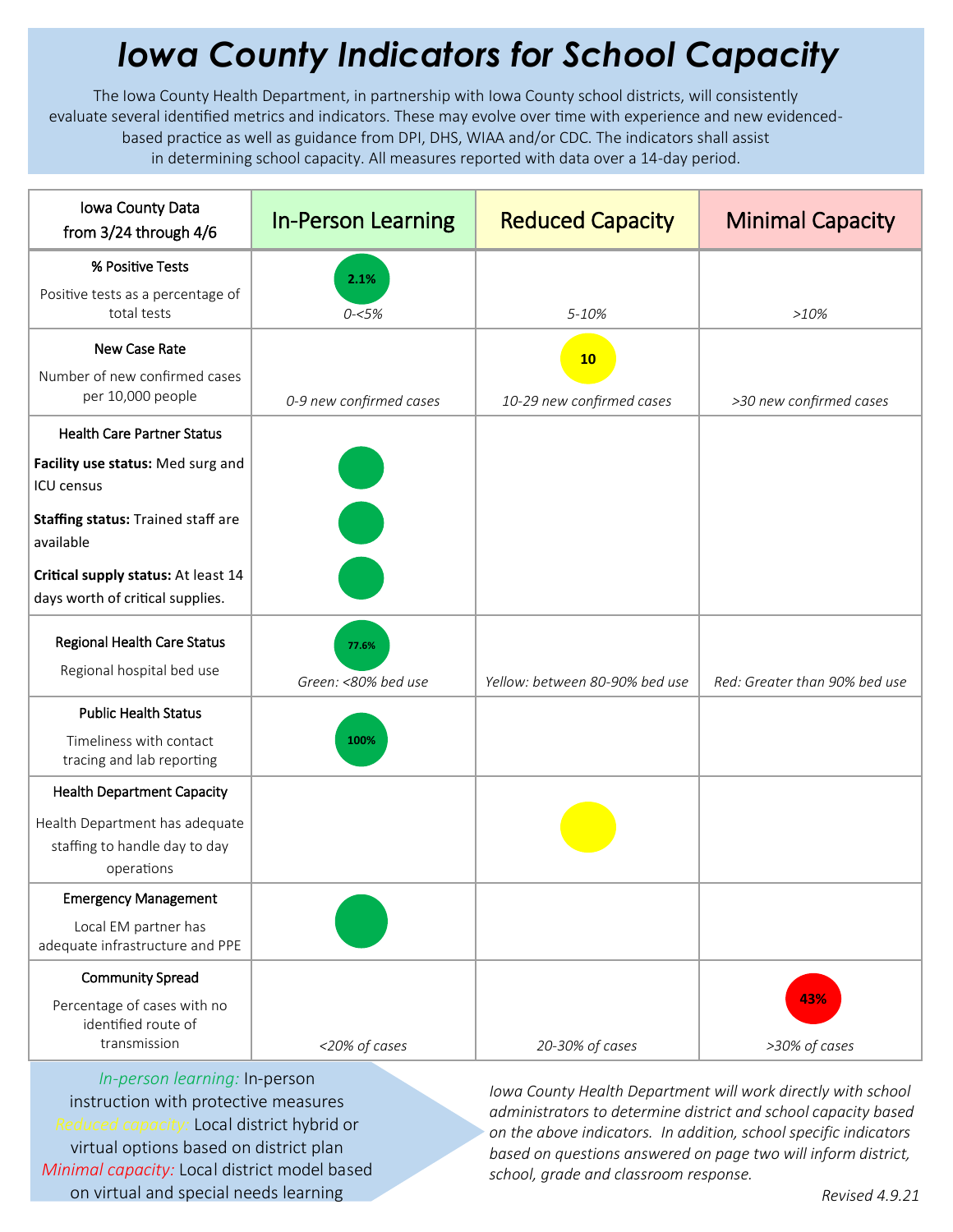# *Iowa County Indicators for School Capacity*

The Iowa County Health Department, in partnership with Iowa County school districts, will consistently evaluate several identified metrics and indicators. These may evolve over time with experience and new evidenced-based practice as well as guidance from DPI, DHS, WIAA and/or CDC. The indicators shall assist in determining school capacity. All measures reported with data over a 14-day period.

| Iowa County Data from 3/24 through 4/6 | In-Person Learning | Reduced Capacity | Minimal Capacity |
|---|---|---|---|
| **% Positive Tests**<br>Positive tests as a percentage of total tests | 2.1%<br>*0-<5%* | *5-10%* | *>10%* |
| **New Case Rate**<br>Number of new confirmed cases per 10,000 people | *0-9 new confirmed cases* | 10<br>*10-29 new confirmed cases* | *>30 new confirmed cases* |
| **Health Care Partner Status**<br>**Facility use status:** Med surg and ICU census<br>**Staffing status:** Trained staff are available<br>**Critical supply status:** At least 14 days worth of critical supplies. | ●<br>●<br>● | | |
| **Regional Health Care Status**<br>Regional hospital bed use | 77.6%<br>*Green: <80% bed use* | *Yellow: between 80-90% bed use* | *Red: Greater than 90% bed use* |
| **Public Health Status**<br>Timeliness with contact tracing and lab reporting | 100% | | |
| **Health Department Capacity**<br>Health Department has adequate staffing to handle day to day operations | | ● | |
| **Emergency Management**<br>Local EM partner has adequate infrastructure and PPE | ● | | |
| **Community Spread**<br>Percentage of cases with no identified route of transmission | *<20% of cases* | *20-30% of cases* | 43%<br>*>30% of cases* |

*In-person learning:* In-person instruction with protective measures
*Reduced capacity:* Local district hybrid or virtual options based on district plan
*Minimal capacity:* Local district model based on virtual and special needs learning

*Iowa County Health Department will work directly with school administrators to determine district and school capacity based on the above indicators. In addition, school specific indicators based on questions answered on page two will inform district, school, grade and classroom response.*

*Revised 4.9.21*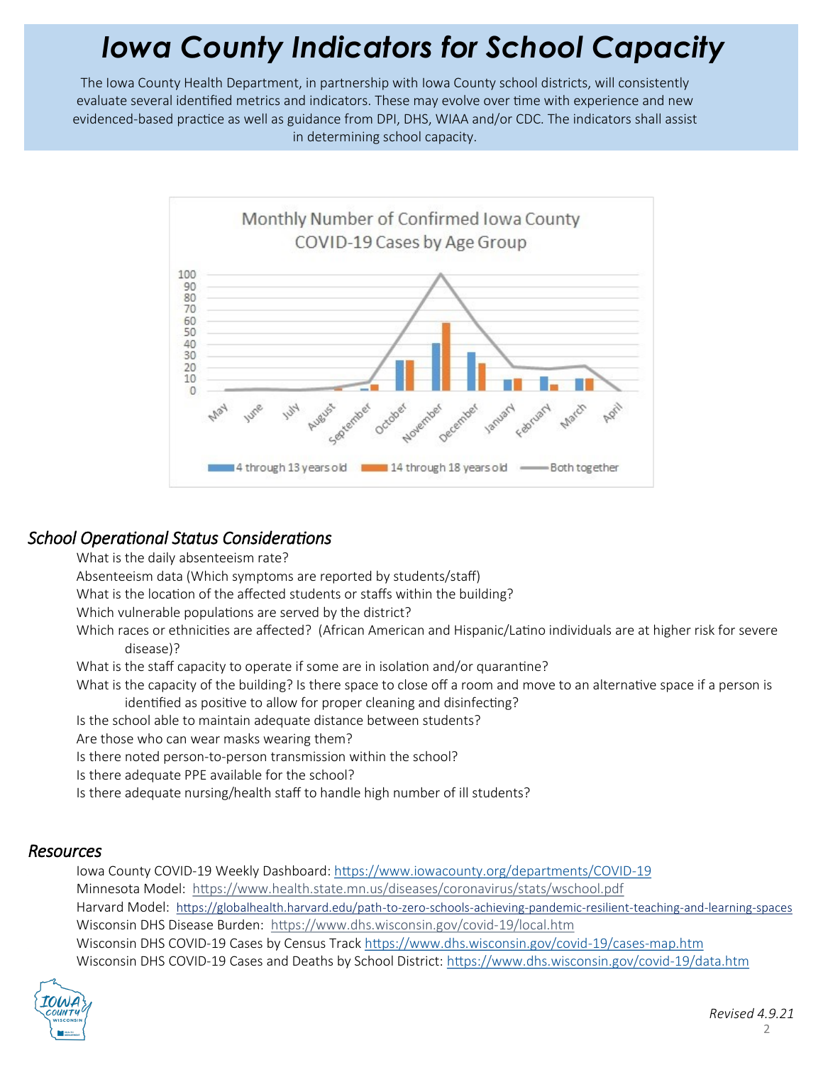# Iowa County Indicators for School Capacity

The Iowa County Health Department, in partnership with Iowa County school districts, will consistently evaluate several identified metrics and indicators. These may evolve over time with experience and new evidenced-based practice as well as guidance from DPI, DHS, WIAA and/or CDC. The indicators shall assist in determining school capacity.

Monthly Number of Confirmed Iowa County COVID-19 Cases by Age Group

100
90
80
70
60
50
40
30
20
10
0

May
June
July
August
September
October
November
December
January
February
March
April

4 through 13 years old
14 through 18 years old
Both together

## *School Operational Status Considerations*

What is the daily absenteeism rate?
Absenteeism data (Which symptoms are reported by students/staff)
What is the location of the affected students or staffs within the building?
Which vulnerable populations are served by the district?
Which races or ethnicities are affected? (African American and Hispanic/Latino individuals are at higher risk for severe disease)?
What is the staff capacity to operate if some are in isolation and/or quarantine?
What is the capacity of the building? Is there space to close off a room and move to an alternative space if a person is identified as positive to allow for proper cleaning and disinfecting?
Is the school able to maintain adequate distance between students?
Are those who can wear masks wearing them?
Is there noted person-to-person transmission within the school?
Is there adequate PPE available for the school?
Is there adequate nursing/health staff to handle high number of ill students?

## *Resources*

Iowa County COVID-19 Weekly Dashboard: https://www.iowacounty.org/departments/COVID-19
Minnesota Model: https://www.health.state.mn.us/diseases/coronavirus/stats/wschool.pdf
Harvard Model: https://globalhealth.harvard.edu/path-to-zero-schools-achieving-pandemic-resilient-teaching-and-learning-spaces
Wisconsin DHS Disease Burden: https://www.dhs.wisconsin.gov/covid-19/local.htm
Wisconsin DHS COVID-19 Cases by Census Track https://www.dhs.wisconsin.gov/covid-19/cases-map.htm
Wisconsin DHS COVID-19 Cases and Deaths by School District: https://www.dhs.wisconsin.gov/covid-19/data.htm

*Revised 4.9.21*